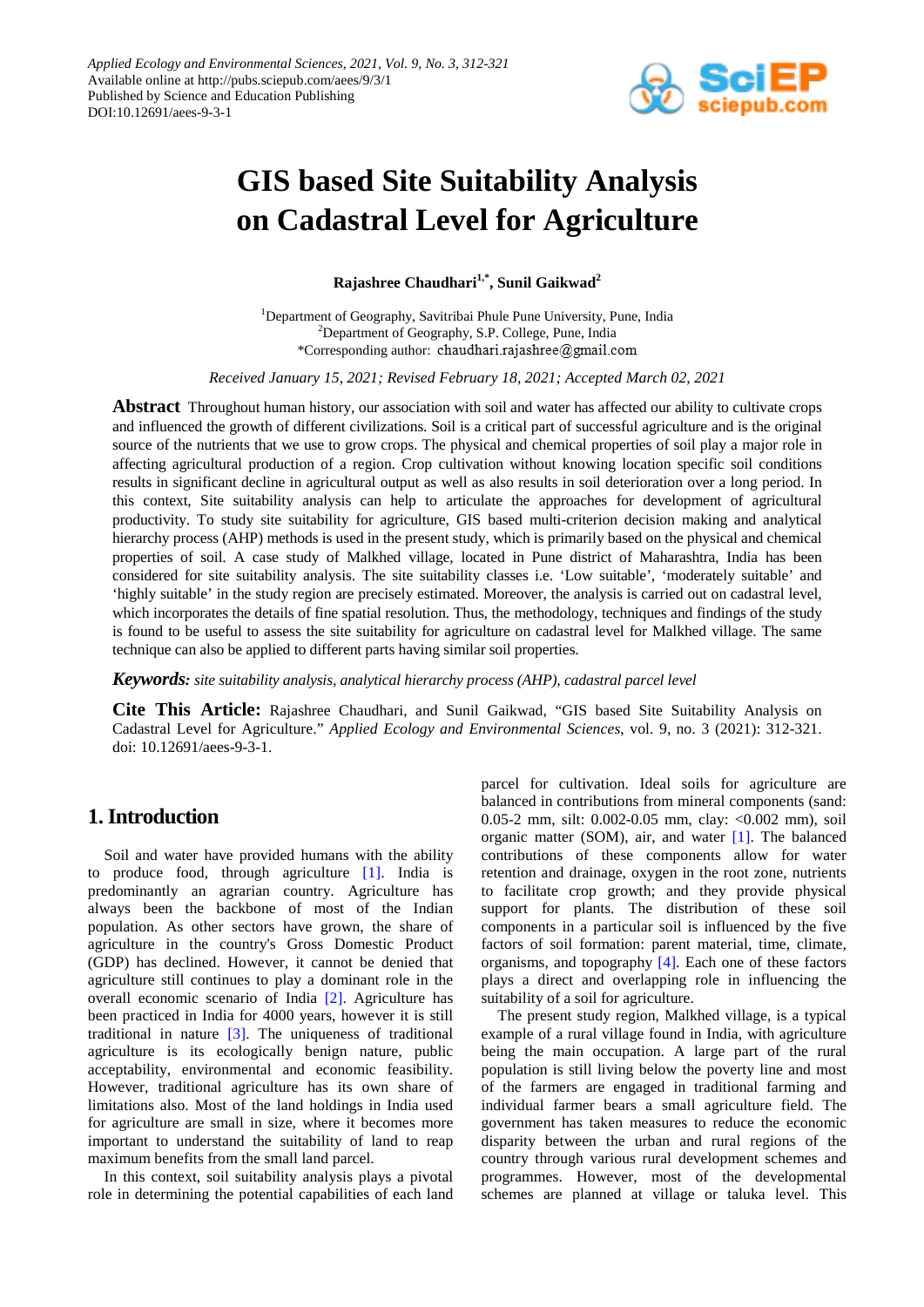Applied Ecology and Environmental Sciences, 2021, Vol. 9, No. 3, 312-321
Available online at http://pubs.sciepub.com/aees/9/3/1
Published by Science and Education Publishing
DOI:10.12691/aees-9-3-1

# GIS based Site Suitability Analysis on Cadastral Level for Agriculture

**Rajashree Chaudhari[1,*], Sunil Gaikwad[2]**

[1]Department of Geography, Savitribai Phule Pune University, Pune, India
[2]Department of Geography, S.P. College, Pune, India
*Corresponding author: chaudhari.rajashree@gmail.com

*Received January 15, 2021; Revised February 18, 2021; Accepted March 02, 2021*

**Abstract** Throughout human history, our association with soil and water has affected our ability to cultivate crops and influenced the growth of different civilizations. Soil is a critical part of successful agriculture and is the original source of the nutrients that we use to grow crops. The physical and chemical properties of soil play a major role in affecting agricultural production of a region. Crop cultivation without knowing location specific soil conditions results in significant decline in agricultural output as well as also results in soil deterioration over a long period. In this context, Site suitability analysis can help to articulate the approaches for development of agricultural productivity. To study site suitability for agriculture, GIS based multi-criterion decision making and analytical hierarchy process (AHP) methods is used in the present study, which is primarily based on the physical and chemical properties of soil. A case study of Malkhed village, located in Pune district of Maharashtra, India has been considered for site suitability analysis. The site suitability classes i.e. 'Low suitable', 'moderately suitable' and 'highly suitable' in the study region are precisely estimated. Moreover, the analysis is carried out on cadastral level, which incorporates the details of fine spatial resolution. Thus, the methodology, techniques and findings of the study is found to be useful to assess the site suitability for agriculture on cadastral level for Malkhed village. The same technique can also be applied to different parts having similar soil properties.

***Keywords:*** *site suitability analysis, analytical hierarchy process (AHP), cadastral parcel level*

**Cite This Article:** Rajashree Chaudhari, and Sunil Gaikwad, "GIS based Site Suitability Analysis on Cadastral Level for Agriculture." *Applied Ecology and Environmental Sciences*, vol. 9, no. 3 (2021): 312-321. doi: 10.12691/aees-9-3-1.

## 1. Introduction

Soil and water have provided humans with the ability to produce food, through agriculture [1]. India is predominantly an agrarian country. Agriculture has always been the backbone of most of the Indian population. As other sectors have grown, the share of agriculture in the country's Gross Domestic Product (GDP) has declined. However, it cannot be denied that agriculture still continues to play a dominant role in the overall economic scenario of India [2]. Agriculture has been practiced in India for 4000 years, however it is still traditional in nature [3]. The uniqueness of traditional agriculture is its ecologically benign nature, public acceptability, environmental and economic feasibility. However, traditional agriculture has its own share of limitations also. Most of the land holdings in India used for agriculture are small in size, where it becomes more important to understand the suitability of land to reap maximum benefits from the small land parcel.

In this context, soil suitability analysis plays a pivotal role in determining the potential capabilities of each land parcel for cultivation. Ideal soils for agriculture are balanced in contributions from mineral components (sand: 0.05-2 mm, silt: 0.002-0.05 mm, clay: <0.002 mm), soil organic matter (SOM), air, and water [1]. The balanced contributions of these components allow for water retention and drainage, oxygen in the root zone, nutrients to facilitate crop growth; and they provide physical support for plants. The distribution of these soil components in a particular soil is influenced by the five factors of soil formation: parent material, time, climate, organisms, and topography [4]. Each one of these factors plays a direct and overlapping role in influencing the suitability of a soil for agriculture.

The present study region, Malkhed village, is a typical example of a rural village found in India, with agriculture being the main occupation. A large part of the rural population is still living below the poverty line and most of the farmers are engaged in traditional farming and individual farmer bears a small agriculture field. The government has taken measures to reduce the economic disparity between the urban and rural regions of the country through various rural development schemes and programmes. However, most of the developmental schemes are planned at village or taluka level. This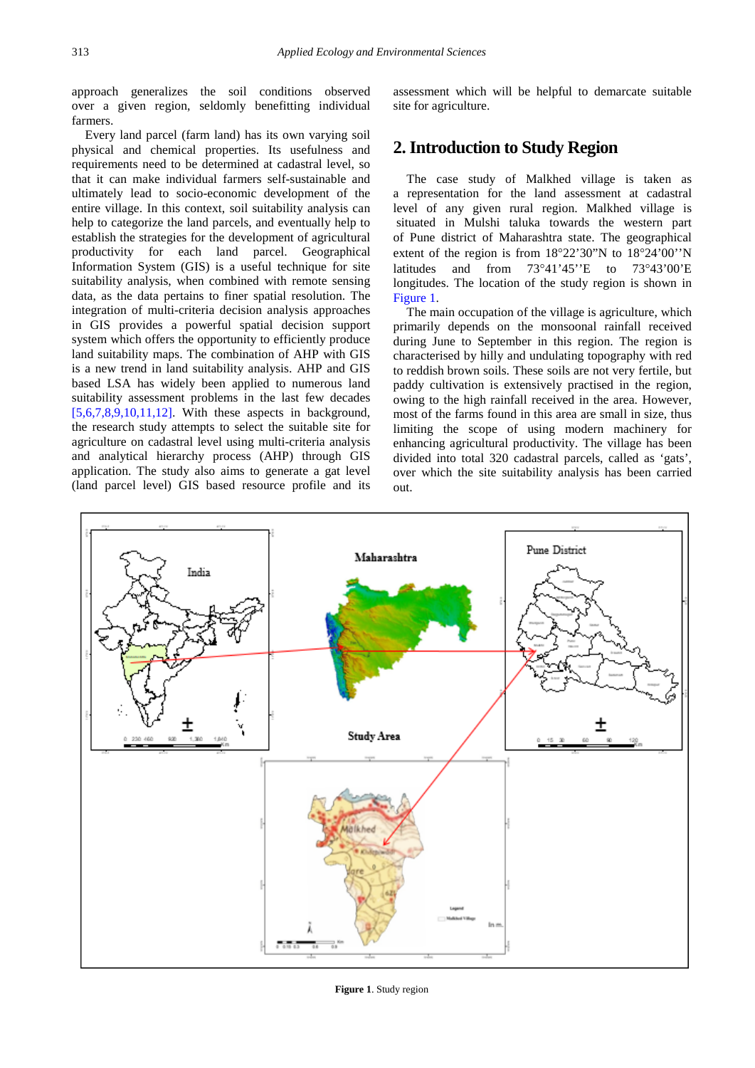approach generalizes the soil conditions observed over a given region, seldomly benefitting individual farmers.

Every land parcel (farm land) has its own varying soil physical and chemical properties. Its usefulness and requirements need to be determined at cadastral level, so that it can make individual farmers self-sustainable and ultimately lead to socio-economic development of the entire village. In this context, soil suitability analysis can help to categorize the land parcels, and eventually help to establish the strategies for the development of agricultural productivity for each land parcel. Geographical Information System (GIS) is a useful technique for site suitability analysis, when combined with remote sensing data, as the data pertains to finer spatial resolution. The integration of multi-criteria decision analysis approaches in GIS provides a powerful spatial decision support system which offers the opportunity to efficiently produce land suitability maps. The combination of AHP with GIS is a new trend in land suitability analysis. AHP and GIS based LSA has widely been applied to numerous land suitability assessment problems in the last few decades [5,6,7,8,9,10,11,12]. With these aspects in background, the research study attempts to select the suitable site for agriculture on cadastral level using multi-criteria analysis and analytical hierarchy process (AHP) through GIS application. The study also aims to generate a gat level (land parcel level) GIS based resource profile and its assessment which will be helpful to demarcate suitable site for agriculture.

## 2. Introduction to Study Region

The case study of Malkhed village is taken as a representation for the land assessment at cadastral level of any given rural region. Malkhed village is situated in Mulshi taluka towards the western part of Pune district of Maharashtra state. The geographical extent of the region is from 18°22'30"N to 18°24'00''N latitudes and from 73°41'45''E to 73°43'00'E longitudes. The location of the study region is shown in Figure 1.

The main occupation of the village is agriculture, which primarily depends on the monsoonal rainfall received during June to September in this region. The region is characterised by hilly and undulating topography with red to reddish brown soils. These soils are not very fertile, but paddy cultivation is extensively practised in the region, owing to the high rainfall received in the area. However, most of the farms found in this area are small in size, thus limiting the scope of using modern machinery for enhancing agricultural productivity. The village has been divided into total 320 cadastral parcels, called as 'gats', over which the site suitability analysis has been carried out.

**Figure 1**. Study region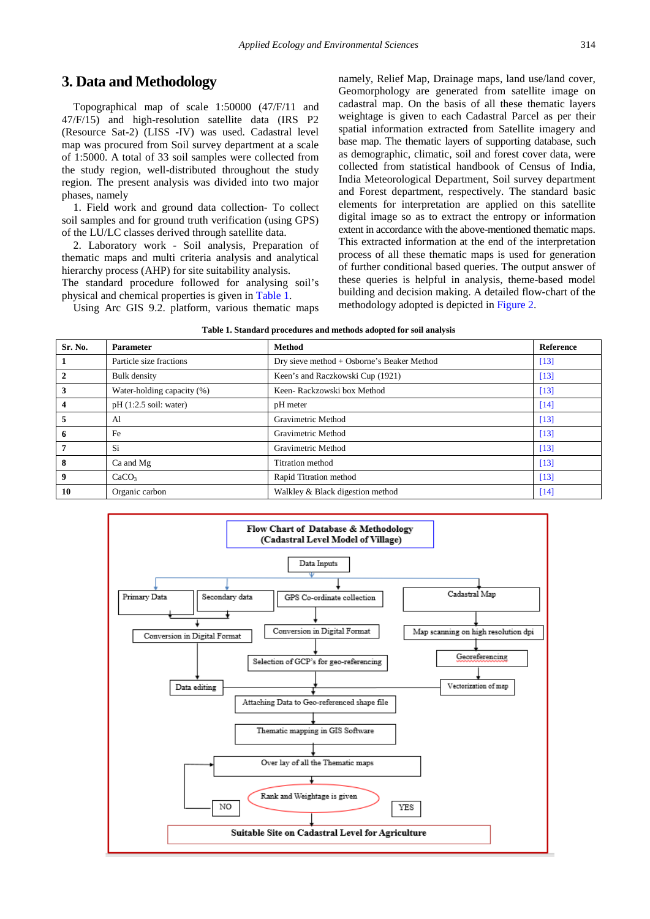## 3. Data and Methodology

Topographical map of scale 1:50000 (47/F/11 and 47/F/15) and high-resolution satellite data (IRS P2 (Resource Sat-2) (LISS -IV) was used. Cadastral level map was procured from Soil survey department at a scale of 1:5000. A total of 33 soil samples were collected from the study region, well-distributed throughout the study region. The present analysis was divided into two major phases, namely

1. Field work and ground data collection- To collect soil samples and for ground truth verification (using GPS) of the LU/LC classes derived through satellite data.
2. Laboratory work - Soil analysis, Preparation of thematic maps and multi criteria analysis and analytical hierarchy process (AHP) for site suitability analysis.

The standard procedure followed for analysing soil's physical and chemical properties is given in Table 1.

Using Arc GIS 9.2. platform, various thematic maps namely, Relief Map, Drainage maps, land use/land cover, Geomorphology are generated from satellite image on cadastral map. On the basis of all these thematic layers weightage is given to each Cadastral Parcel as per their spatial information extracted from Satellite imagery and base map. The thematic layers of supporting database, such as demographic, climatic, soil and forest cover data, were collected from statistical handbook of Census of India, India Meteorological Department, Soil survey department and Forest department, respectively. The standard basic elements for interpretation are applied on this satellite digital image so as to extract the entropy or information extent in accordance with the above-mentioned thematic maps. This extracted information at the end of the interpretation process of all these thematic maps is used for generation of further conditional based queries. The output answer of these queries is helpful in analysis, theme-based model building and decision making. A detailed flow-chart of the methodology adopted is depicted in Figure 2.

**Table 1. Standard procedures and methods adopted for soil analysis**

| Sr. No. | Parameter | Method | Reference |
|---|---|---|---|
| **1** | Particle size fractions | Dry sieve method + Osborne's Beaker Method | [13] |
| **2** | Bulk density | Keen's and Raczkowski Cup (1921) | [13] |
| **3** | Water-holding capacity (%) | Keen- Rackzowski box Method | [13] |
| **4** | pH (1:2.5 soil: water) | pH meter | [14] |
| **5** | Al | Gravimetric Method | [13] |
| **6** | Fe | Gravimetric Method | [13] |
| **7** | Si | Gravimetric Method | [13] |
| **8** | Ca and Mg | Titration method | [13] |
| **9** | $CaCO_3$ | Rapid Titration method | [13] |
| **10** | Organic carbon | Walkley & Black digestion method | [14] |

**Flow Chart of Database & Methodology (Cadastral Level Model of Village)**

- Data Inputs
  - Primary Data / Secondary data → Conversion in Digital Format → Data editing
  - GPS Co-ordinate collection → Conversion in Digital Format → Selection of GCP's for geo-referencing
  - Cadastral Map → Map scanning on high resolution dpi → Georeferencing → Vectorization of map
- Attaching Data to Geo-referenced shape file
- Thematic mapping in GIS Software
- Over lay of all the Thematic maps
- Rank and Weightage is given (NO → Over lay of all the Thematic maps; YES →)
- Suitable Site on Cadastral Level for Agriculture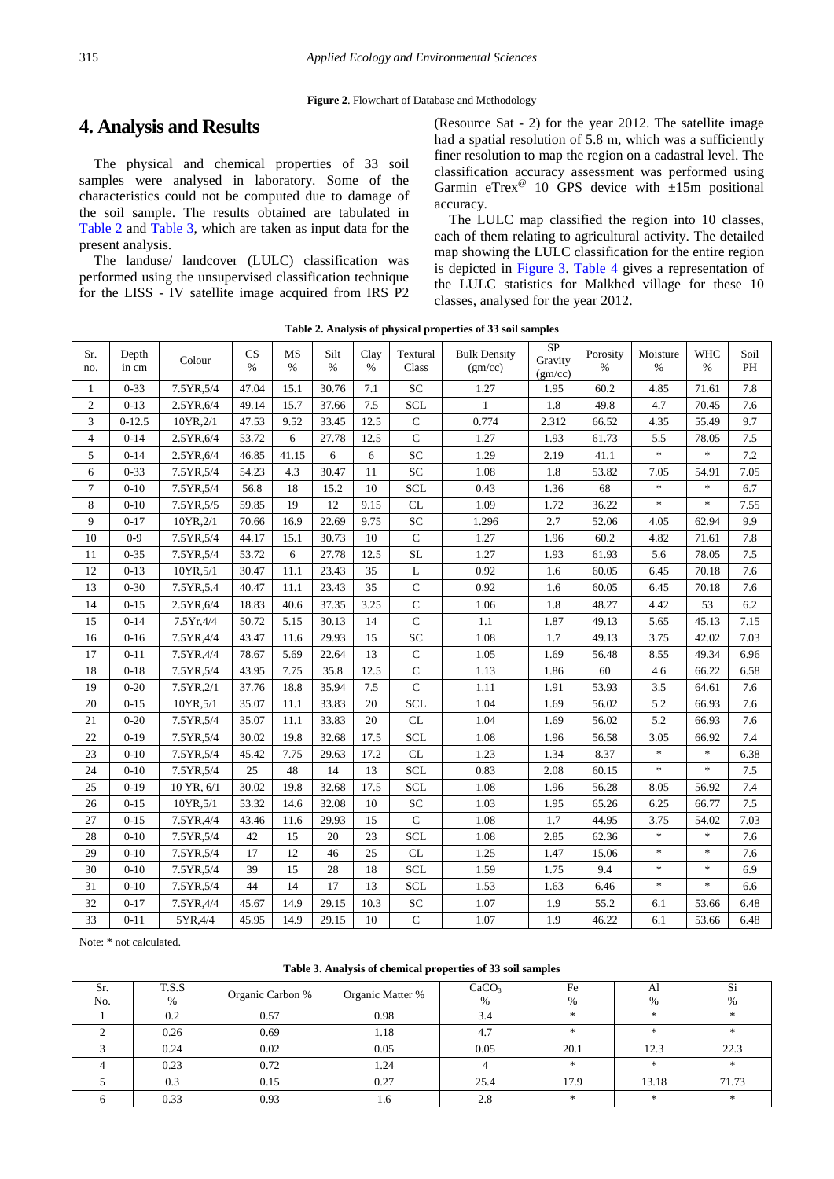**Figure 2**. Flowchart of Database and Methodology

# 4. Analysis and Results

The physical and chemical properties of 33 soil samples were analysed in laboratory. Some of the characteristics could not be computed due to damage of the soil sample. The results obtained are tabulated in Table 2 and Table 3, which are taken as input data for the present analysis.

The landuse/ landcover (LULC) classification was performed using the unsupervised classification technique for the LISS - IV satellite image acquired from IRS P2 (Resource Sat - 2) for the year 2012. The satellite image had a spatial resolution of 5.8 m, which was a sufficiently finer resolution to map the region on a cadastral level. The classification accuracy assessment was performed using Garmin eTrex@ 10 GPS device with ±15m positional accuracy.

The LULC map classified the region into 10 classes, each of them relating to agricultural activity. The detailed map showing the LULC classification for the entire region is depicted in Figure 3. Table 4 gives a representation of the LULC statistics for Malkhed village for these 10 classes, analysed for the year 2012.

**Table 2. Analysis of physical properties of 33 soil samples**

| Sr. no. | Depth in cm | Colour | CS % | MS % | Silt % | Clay % | Textural Class | Bulk Density (gm/cc) | SP Gravity (gm/cc) | Porosity % | Moisture % | WHC % | Soil PH |
|---|---|---|---|---|---|---|---|---|---|---|---|---|---|
| 1 | 0-33 | 7.5YR,5/4 | 47.04 | 15.1 | 30.76 | 7.1 | SC | 1.27 | 1.95 | 60.2 | 4.85 | 71.61 | 7.8 |
| 2 | 0-13 | 2.5YR,6/4 | 49.14 | 15.7 | 37.66 | 7.5 | SCL | 1 | 1.8 | 49.8 | 4.7 | 70.45 | 7.6 |
| 3 | 0-12.5 | 10YR,2/1 | 47.53 | 9.52 | 33.45 | 12.5 | C | 0.774 | 2.312 | 66.52 | 4.35 | 55.49 | 9.7 |
| 4 | 0-14 | 2.5YR,6/4 | 53.72 | 6 | 27.78 | 12.5 | C | 1.27 | 1.93 | 61.73 | 5.5 | 78.05 | 7.5 |
| 5 | 0-14 | 2.5YR,6/4 | 46.85 | 41.15 | 6 | 6 | SC | 1.29 | 2.19 | 41.1 | * | * | 7.2 |
| 6 | 0-33 | 7.5YR,5/4 | 54.23 | 4.3 | 30.47 | 11 | SC | 1.08 | 1.8 | 53.82 | 7.05 | 54.91 | 7.05 |
| 7 | 0-10 | 7.5YR,5/4 | 56.8 | 18 | 15.2 | 10 | SCL | 0.43 | 1.36 | 68 | * | * | 6.7 |
| 8 | 0-10 | 7.5YR,5/5 | 59.85 | 19 | 12 | 9.15 | CL | 1.09 | 1.72 | 36.22 | * | * | 7.55 |
| 9 | 0-17 | 10YR,2/1 | 70.66 | 16.9 | 22.69 | 9.75 | SC | 1.296 | 2.7 | 52.06 | 4.05 | 62.94 | 9.9 |
| 10 | 0-9 | 7.5YR,5/4 | 44.17 | 15.1 | 30.73 | 10 | C | 1.27 | 1.96 | 60.2 | 4.82 | 71.61 | 7.8 |
| 11 | 0-35 | 7.5YR,5/4 | 53.72 | 6 | 27.78 | 12.5 | SL | 1.27 | 1.93 | 61.93 | 5.6 | 78.05 | 7.5 |
| 12 | 0-13 | 10YR,5/1 | 30.47 | 11.1 | 23.43 | 35 | L | 0.92 | 1.6 | 60.05 | 6.45 | 70.18 | 7.6 |
| 13 | 0-30 | 7.5YR,5.4 | 40.47 | 11.1 | 23.43 | 35 | C | 0.92 | 1.6 | 60.05 | 6.45 | 70.18 | 7.6 |
| 14 | 0-15 | 2.5YR,6/4 | 18.83 | 40.6 | 37.35 | 3.25 | C | 1.06 | 1.8 | 48.27 | 4.42 | 53 | 6.2 |
| 15 | 0-14 | 7.5Yr,4/4 | 50.72 | 5.15 | 30.13 | 14 | C | 1.1 | 1.87 | 49.13 | 5.65 | 45.13 | 7.15 |
| 16 | 0-16 | 7.5YR,4/4 | 43.47 | 11.6 | 29.93 | 15 | SC | 1.08 | 1.7 | 49.13 | 3.75 | 42.02 | 7.03 |
| 17 | 0-11 | 7.5YR,4/4 | 78.67 | 5.69 | 22.64 | 13 | C | 1.05 | 1.69 | 56.48 | 8.55 | 49.34 | 6.96 |
| 18 | 0-18 | 7.5YR,5/4 | 43.95 | 7.75 | 35.8 | 12.5 | C | 1.13 | 1.86 | 60 | 4.6 | 66.22 | 6.58 |
| 19 | 0-20 | 7.5YR,2/1 | 37.76 | 18.8 | 35.94 | 7.5 | C | 1.11 | 1.91 | 53.93 | 3.5 | 64.61 | 7.6 |
| 20 | 0-15 | 10YR,5/1 | 35.07 | 11.1 | 33.83 | 20 | SCL | 1.04 | 1.69 | 56.02 | 5.2 | 66.93 | 7.6 |
| 21 | 0-20 | 7.5YR,5/4 | 35.07 | 11.1 | 33.83 | 20 | CL | 1.04 | 1.69 | 56.02 | 5.2 | 66.93 | 7.6 |
| 22 | 0-19 | 7.5YR,5/4 | 30.02 | 19.8 | 32.68 | 17.5 | SCL | 1.08 | 1.96 | 56.58 | 3.05 | 66.92 | 7.4 |
| 23 | 0-10 | 7.5YR,5/4 | 45.42 | 7.75 | 29.63 | 17.2 | CL | 1.23 | 1.34 | 8.37 | * | * | 6.38 |
| 24 | 0-10 | 7.5YR,5/4 | 25 | 48 | 14 | 13 | SCL | 0.83 | 2.08 | 60.15 | * | * | 7.5 |
| 25 | 0-19 | 10 YR, 6/1 | 30.02 | 19.8 | 32.68 | 17.5 | SCL | 1.08 | 1.96 | 56.28 | 8.05 | 56.92 | 7.4 |
| 26 | 0-15 | 10YR,5/1 | 53.32 | 14.6 | 32.08 | 10 | SC | 1.03 | 1.95 | 65.26 | 6.25 | 66.77 | 7.5 |
| 27 | 0-15 | 7.5YR,4/4 | 43.46 | 11.6 | 29.93 | 15 | C | 1.08 | 1.7 | 44.95 | 3.75 | 54.02 | 7.03 |
| 28 | 0-10 | 7.5YR,5/4 | 42 | 15 | 20 | 23 | SCL | 1.08 | 2.85 | 62.36 | * | * | 7.6 |
| 29 | 0-10 | 7.5YR,5/4 | 17 | 12 | 46 | 25 | CL | 1.25 | 1.47 | 15.06 | * | * | 7.6 |
| 30 | 0-10 | 7.5YR,5/4 | 39 | 15 | 28 | 18 | SCL | 1.59 | 1.75 | 9.4 | * | * | 6.9 |
| 31 | 0-10 | 7.5YR,5/4 | 44 | 14 | 17 | 13 | SCL | 1.53 | 1.63 | 6.46 | * | * | 6.6 |
| 32 | 0-17 | 7.5YR,4/4 | 45.67 | 14.9 | 29.15 | 10.3 | SC | 1.07 | 1.9 | 55.2 | 6.1 | 53.66 | 6.48 |
| 33 | 0-11 | 5YR,4/4 | 45.95 | 14.9 | 29.15 | 10 | C | 1.07 | 1.9 | 46.22 | 6.1 | 53.66 | 6.48 |

Note: * not calculated.

**Table 3. Analysis of chemical properties of 33 soil samples**

| Sr. No. | T.S.S % | Organic Carbon % | Organic Matter % | $CaCO_3$ % | Fe % | Al % | Si % |
|---|---|---|---|---|---|---|---|
| 1 | 0.2 | 0.57 | 0.98 | 3.4 | * | * | * |
| 2 | 0.26 | 0.69 | 1.18 | 4.7 | * | * | * |
| 3 | 0.24 | 0.02 | 0.05 | 0.05 | 20.1 | 12.3 | 22.3 |
| 4 | 0.23 | 0.72 | 1.24 | 4 | * | * | * |
| 5 | 0.3 | 0.15 | 0.27 | 25.4 | 17.9 | 13.18 | 71.73 |
| 6 | 0.33 | 0.93 | 1.6 | 2.8 | * | * | * |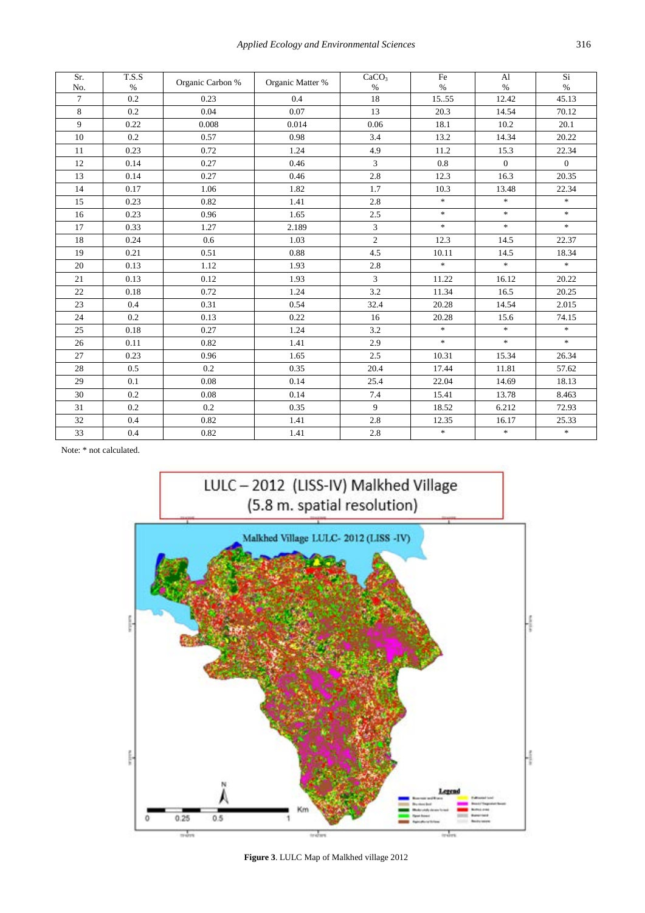| Sr. No. | T.S.S % | Organic Carbon % | Organic Matter % | $CaCO_3$ % | Fe % | Al % | Si % |
|---|---|---|---|---|---|---|---|
| 7 | 0.2 | 0.23 | 0.4 | 18 | 15..55 | 12.42 | 45.13 |
| 8 | 0.2 | 0.04 | 0.07 | 13 | 20.3 | 14.54 | 70.12 |
| 9 | 0.22 | 0.008 | 0.014 | 0.06 | 18.1 | 10.2 | 20.1 |
| 10 | 0.2 | 0.57 | 0.98 | 3.4 | 13.2 | 14.34 | 20.22 |
| 11 | 0.23 | 0.72 | 1.24 | 4.9 | 11.2 | 15.3 | 22.34 |
| 12 | 0.14 | 0.27 | 0.46 | 3 | 0.8 | 0 | 0 |
| 13 | 0.14 | 0.27 | 0.46 | 2.8 | 12.3 | 16.3 | 20.35 |
| 14 | 0.17 | 1.06 | 1.82 | 1.7 | 10.3 | 13.48 | 22.34 |
| 15 | 0.23 | 0.82 | 1.41 | 2.8 | * | * | * |
| 16 | 0.23 | 0.96 | 1.65 | 2.5 | * | * | * |
| 17 | 0.33 | 1.27 | 2.189 | 3 | * | * | * |
| 18 | 0.24 | 0.6 | 1.03 | 2 | 12.3 | 14.5 | 22.37 |
| 19 | 0.21 | 0.51 | 0.88 | 4.5 | 10.11 | 14.5 | 18.34 |
| 20 | 0.13 | 1.12 | 1.93 | 2.8 | * | * | * |
| 21 | 0.13 | 0.12 | 1.93 | 3 | 11.22 | 16.12 | 20.22 |
| 22 | 0.18 | 0.72 | 1.24 | 3.2 | 11.34 | 16.5 | 20.25 |
| 23 | 0.4 | 0.31 | 0.54 | 32.4 | 20.28 | 14.54 | 2.015 |
| 24 | 0.2 | 0.13 | 0.22 | 16 | 20.28 | 15.6 | 74.15 |
| 25 | 0.18 | 0.27 | 1.24 | 3.2 | * | * | * |
| 26 | 0.11 | 0.82 | 1.41 | 2.9 | * | * | * |
| 27 | 0.23 | 0.96 | 1.65 | 2.5 | 10.31 | 15.34 | 26.34 |
| 28 | 0.5 | 0.2 | 0.35 | 20.4 | 17.44 | 11.81 | 57.62 |
| 29 | 0.1 | 0.08 | 0.14 | 25.4 | 22.04 | 14.69 | 18.13 |
| 30 | 0.2 | 0.08 | 0.14 | 7.4 | 15.41 | 13.78 | 8.463 |
| 31 | 0.2 | 0.2 | 0.35 | 9 | 18.52 | 6.212 | 72.93 |
| 32 | 0.4 | 0.82 | 1.41 | 2.8 | 12.35 | 16.17 | 25.33 |
| 33 | 0.4 | 0.82 | 1.41 | 2.8 | * | * | * |

Note: * not calculated.

**Figure 3**. LULC Map of Malkhed village 2012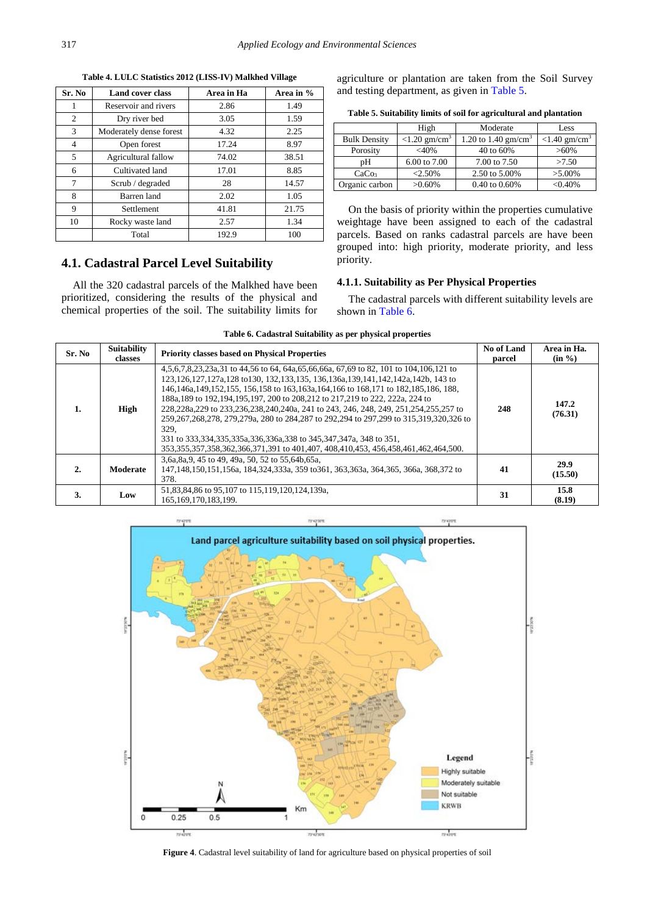**Table 4. LULC Statistics 2012 (LISS-IV) Malkhed Village**

| Sr. No | Land cover class | Area in Ha | Area in % |
|---|---|---|---|
| 1 | Reservoir and rivers | 2.86 | 1.49 |
| 2 | Dry river bed | 3.05 | 1.59 |
| 3 | Moderately dense forest | 4.32 | 2.25 |
| 4 | Open forest | 17.24 | 8.97 |
| 5 | Agricultural fallow | 74.02 | 38.51 |
| 6 | Cultivated land | 17.01 | 8.85 |
| 7 | Scrub / degraded | 28 | 14.57 |
| 8 | Barren land | 2.02 | 1.05 |
| 9 | Settlement | 41.81 | 21.75 |
| 10 | Rocky waste land | 2.57 | 1.34 |
| | Total | 192.9 | 100 |

## 4.1. Cadastral Parcel Level Suitability

All the 320 cadastral parcels of the Malkhed have been prioritized, considering the results of the physical and chemical properties of the soil. The suitability limits for agriculture or plantation are taken from the Soil Survey and testing department, as given in Table 5.

**Table 5. Suitability limits of soil for agricultural and plantation**

| | High | Moderate | Less |
|---|---|---|---|
| Bulk Density | <1.20 gm/cm$^3$ | 1.20 to 1.40 gm/cm$^3$ | <1.40 gm/cm$^3$ |
| Porosity | <40% | 40 to 60% | >60% |
| pH | 6.00 to 7.00 | 7.00 to 7.50 | >7.50 |
| $CaCo_3$ | <2.50% | 2.50 to 5.00% | >5.00% |
| Organic carbon | >0.60% | 0.40 to 0.60% | <0.40% |

On the basis of priority within the properties cumulative weightage have been assigned to each of the cadastral parcels. Based on ranks cadastral parcels are have been grouped into: high priority, moderate priority, and less priority.

### 4.1.1. Suitability as Per Physical Properties

The cadastral parcels with different suitability levels are shown in Table 6.

**Table 6. Cadastral Suitability as per physical properties**

| Sr. No | Suitability classes | Priority classes based on Physical Properties | No of Land parcel | Area in Ha. (in %) |
|---|---|---|---|---|
| 1. | High | 4,5,6,7,8,23,23a,31 to 44,56 to 64, 64a,65,66,66a, 67,69 to 82, 101 to 104,106,121 to 123,126,127,127a,128 to130, 132,133,135, 136,136a,139,141,142,142a,142b, 143 to 146,146a,149,152,155, 156,158 to 163,163a,164,166 to 168,171 to 182,185,186, 188, 188a,189 to 192,194,195,197, 200 to 208,212 to 217,219 to 222, 222a, 224 to 228,228a,229 to 233,236,238,240,240a, 241 to 243, 246, 248, 249, 251,254,255,257 to 259,267,268,278, 279,279a, 280 to 284,287 to 292,294 to 297,299 to 315,319,320,326 to 329, 331 to 333,334,335,335a,336,336a,338 to 345,347,347a, 348 to 351, 353,355,357,358,362,366,371,391 to 401,407, 408,410,453, 456,458,461,462,464,500. | 248 | 147.2 (76.31) |
| 2. | Moderate | 3,6a,8a,9, 45 to 49, 49a, 50, 52 to 55,64b,65a, 147,148,150,151,156a, 184,324,333a, 359 to361, 363,363a, 364,365, 366a, 368,372 to 378. | 41 | 29.9 (15.50) |
| 3. | Low | 51,83,84,86 to 95,107 to 115,119,120,124,139a, 165,169,170,183,199. | 31 | 15.8 (8.19) |

**Figure 4**. Cadastral level suitability of land for agriculture based on physical properties of soil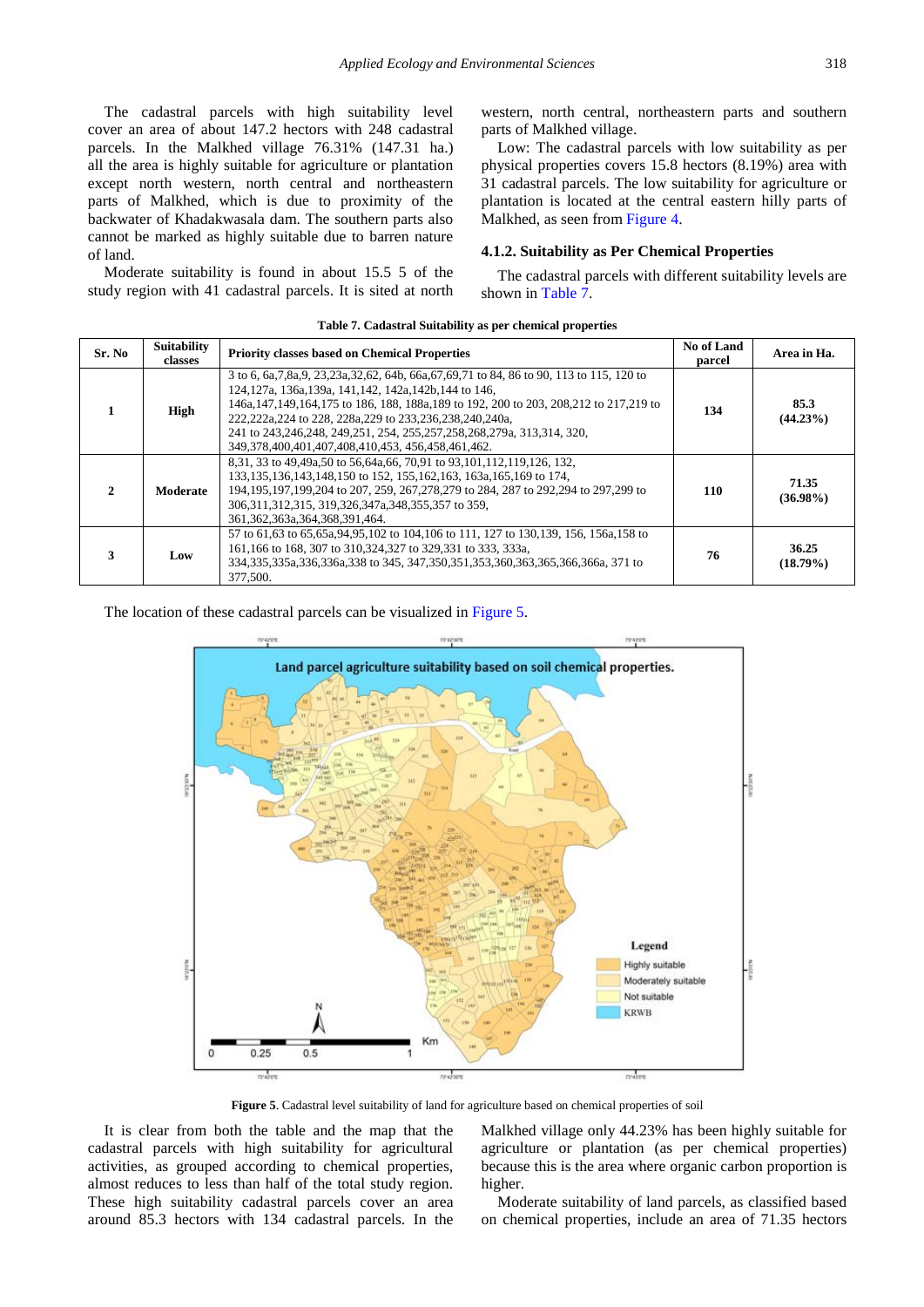The cadastral parcels with high suitability level cover an area of about 147.2 hectors with 248 cadastral parcels. In the Malkhed village 76.31% (147.31 ha.) all the area is highly suitable for agriculture or plantation except north western, north central and northeastern parts of Malkhed, which is due to proximity of the backwater of Khadakwasala dam. The southern parts also cannot be marked as highly suitable due to barren nature of land.

Moderate suitability is found in about 15.5 5 of the study region with 41 cadastral parcels. It is sited at north western, north central, northeastern parts and southern parts of Malkhed village.

Low: The cadastral parcels with low suitability as per physical properties covers 15.8 hectors (8.19%) area with 31 cadastral parcels. The low suitability for agriculture or plantation is located at the central eastern hilly parts of Malkhed, as seen from Figure 4.

### 4.1.2. Suitability as Per Chemical Properties

The cadastral parcels with different suitability levels are shown in Table 7.

**Table 7. Cadastral Suitability as per chemical properties**

| Sr. No | Suitability classes | Priority classes based on Chemical Properties | No of Land parcel | Area in Ha. |
|---|---|---|---|---|
| 1 | High | 3 to 6, 6a,7,8a,9, 23,23a,32,62, 64b, 66a,67,69,71 to 84, 86 to 90, 113 to 115, 120 to 124,127a, 136a,139a, 141,142, 142a,142b,144 to 146, 146a,147,149,164,175 to 186, 188, 188a,189 to 192, 200 to 203, 208,212 to 217,219 to 222,222a,224 to 228, 228a,229 to 233,236,238,240,240a, 241 to 243,246,248, 249,251, 254, 255,257,258,268,279a, 313,314, 320, 349,378,400,401,407,408,410,453, 456,458,461,462. | 134 | 85.3 (44.23%) |
| 2 | Moderate | 8,31, 33 to 49,49a,50 to 56,64a,66, 70,91 to 93,101,112,119,126, 132, 133,135,136,143,148,150 to 152, 155,162,163, 163a,165,169 to 174, 194,195,197,199,204 to 207, 259, 267,278,279 to 284, 287 to 292,294 to 297,299 to 306,311,312,315, 319,326,347a,348,355,357 to 359, 361,362,363a,364,368,391,464. | 110 | 71.35 (36.98%) |
| 3 | Low | 57 to 61,63 to 65,65a,94,95,102 to 104,106 to 111, 127 to 130,139, 156, 156a,158 to 161,166 to 168, 307 to 310,324,327 to 329,331 to 333, 333a, 334,335,335a,336,336a,338 to 345, 347,350,351,353,360,363,365,366,366a, 371 to 377,500. | 76 | 36.25 (18.79%) |

The location of these cadastral parcels can be visualized in Figure 5.

**Figure 5**. Cadastral level suitability of land for agriculture based on chemical properties of soil

It is clear from both the table and the map that the cadastral parcels with high suitability for agricultural activities, as grouped according to chemical properties, almost reduces to less than half of the total study region. These high suitability cadastral parcels cover an area around 85.3 hectors with 134 cadastral parcels. In the Malkhed village only 44.23% has been highly suitable for agriculture or plantation (as per chemical properties) because this is the area where organic carbon proportion is higher.

Moderate suitability of land parcels, as classified based on chemical properties, include an area of 71.35 hectors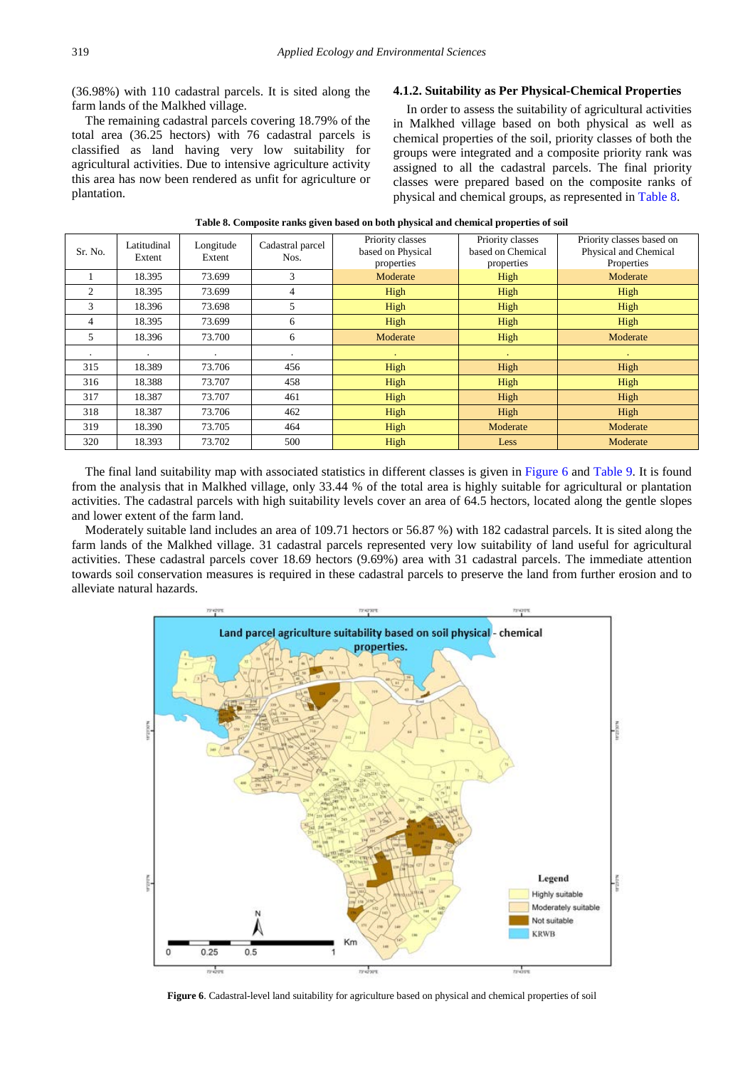(36.98%) with 110 cadastral parcels. It is sited along the farm lands of the Malkhed village.

The remaining cadastral parcels covering 18.79% of the total area (36.25 hectors) with 76 cadastral parcels is classified as land having very low suitability for agricultural activities. Due to intensive agriculture activity this area has now been rendered as unfit for agriculture or plantation.

### 4.1.2. Suitability as Per Physical-Chemical Properties

In order to assess the suitability of agricultural activities in Malkhed village based on both physical as well as chemical properties of the soil, priority classes of both the groups were integrated and a composite priority rank was assigned to all the cadastral parcels. The final priority classes were prepared based on the composite ranks of physical and chemical groups, as represented in Table 8.

**Table 8. Composite ranks given based on both physical and chemical properties of soil**

| Sr. No. | Latitudinal Extent | Longitude Extent | Cadastral parcel Nos. | Priority classes based on Physical properties | Priority classes based on Chemical properties | Priority classes based on Physical and Chemical Properties |
|---|---|---|---|---|---|---|
| 1 | 18.395 | 73.699 | 3 | Moderate | High | Moderate |
| 2 | 18.395 | 73.699 | 4 | High | High | High |
| 3 | 18.396 | 73.698 | 5 | High | High | High |
| 4 | 18.395 | 73.699 | 6 | High | High | High |
| 5 | 18.396 | 73.700 | 6 | Moderate | High | Moderate |
| . | . | . | . | . | . | . |
| 315 | 18.389 | 73.706 | 456 | High | High | High |
| 316 | 18.388 | 73.707 | 458 | High | High | High |
| 317 | 18.387 | 73.707 | 461 | High | High | High |
| 318 | 18.387 | 73.706 | 462 | High | High | High |
| 319 | 18.390 | 73.705 | 464 | High | Moderate | Moderate |
| 320 | 18.393 | 73.702 | 500 | High | Less | Moderate |

The final land suitability map with associated statistics in different classes is given in Figure 6 and Table 9. It is found from the analysis that in Malkhed village, only 33.44 % of the total area is highly suitable for agricultural or plantation activities. The cadastral parcels with high suitability levels cover an area of 64.5 hectors, located along the gentle slopes and lower extent of the farm land.

Moderately suitable land includes an area of 109.71 hectors or 56.87 %) with 182 cadastral parcels. It is sited along the farm lands of the Malkhed village. 31 cadastral parcels represented very low suitability of land useful for agricultural activities. These cadastral parcels cover 18.69 hectors (9.69%) area with 31 cadastral parcels. The immediate attention towards soil conservation measures is required in these cadastral parcels to preserve the land from further erosion and to alleviate natural hazards.

**Figure 6**. Cadastral-level land suitability for agriculture based on physical and chemical properties of soil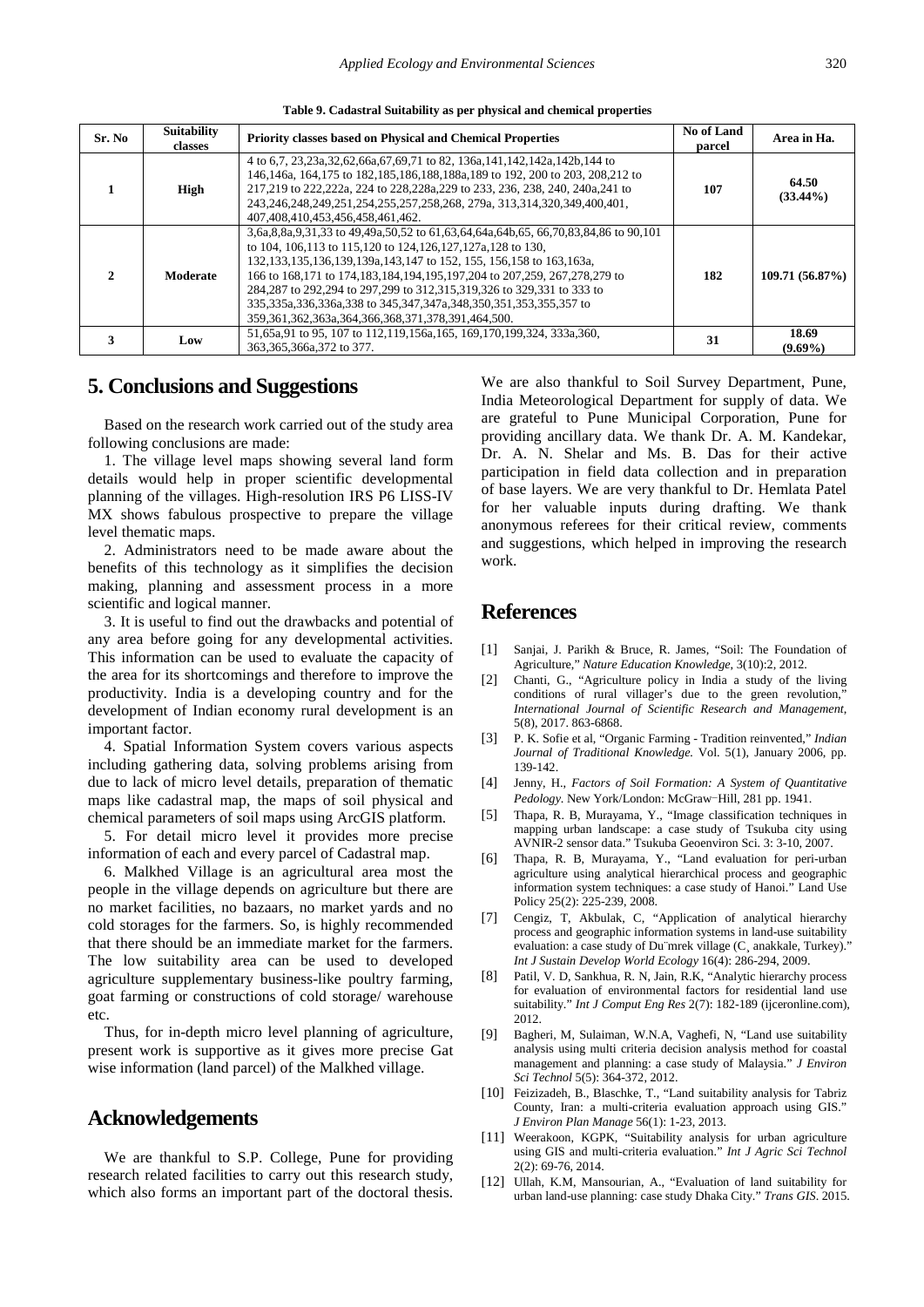**Table 9. Cadastral Suitability as per physical and chemical properties**

| Sr. No | Suitability classes | Priority classes based on Physical and Chemical Properties | No of Land parcel | Area in Ha. |
| --- | --- | --- | --- | --- |
| 1 | **High** | 4 to 6,7, 23,23a,32,62,66a,67,69,71 to 82, 136a,141,142,142a,142b,144 to 146,146a, 164,175 to 182,185,186,188,188a,189 to 192, 200 to 203, 208,212 to 217,219 to 222,222a, 224 to 228,228a,229 to 233, 236, 238, 240, 240a,241 to 243,246,248,249,251,254,255,257,258,268, 279a, 313,314,320,349,400,401, 407,408,410,453,456,458,461,462. | **107** | **64.50 (33.44%)** |
| 2 | **Moderate** | 3,6a,8,8a,9,31,33 to 49,49a,50,52 to 61,63,64,64a,64b,65, 66,70,83,84,86 to 90,101 to 104, 106,113 to 115,120 to 124,126,127,127a,128 to 130, 132,133,135,136,139,139a,143,147 to 152, 155, 156,158 to 163,163a, 166 to 168,171 to 174,183,184,194,195,197,204 to 207,259, 267,278,279 to 284,287 to 292,294 to 297,299 to 312,315,319,326 to 329,331 to 333 to 335,335a,336,336a,338 to 345,347,347a,348,350,351,353,355,357 to 359,361,362,363a,364,366,368,371,378,391,464,500. | **182** | **109.71 (56.87%)** |
| 3 | **Low** | 51,65a,91 to 95, 107 to 112,119,156a,165, 169,170,199,324, 333a,360, 363,365,366a,372 to 377. | **31** | **18.69 (9.69%)** |

## 5. Conclusions and Suggestions

Based on the research work carried out of the study area following conclusions are made:

1. The village level maps showing several land form details would help in proper scientific developmental planning of the villages. High-resolution IRS P6 LISS-IV MX shows fabulous prospective to prepare the village level thematic maps.

2. Administrators need to be made aware about the benefits of this technology as it simplifies the decision making, planning and assessment process in a more scientific and logical manner.

3. It is useful to find out the drawbacks and potential of any area before going for any developmental activities. This information can be used to evaluate the capacity of the area for its shortcomings and therefore to improve the productivity. India is a developing country and for the development of Indian economy rural development is an important factor.

4. Spatial Information System covers various aspects including gathering data, solving problems arising from due to lack of micro level details, preparation of thematic maps like cadastral map, the maps of soil physical and chemical parameters of soil maps using ArcGIS platform.

5. For detail micro level it provides more precise information of each and every parcel of Cadastral map.

6. Malkhed Village is an agricultural area most the people in the village depends on agriculture but there are no market facilities, no bazaars, no market yards and no cold storages for the farmers. So, is highly recommended that there should be an immediate market for the farmers. The low suitability area can be used to developed agriculture supplementary business-like poultry farming, goat farming or constructions of cold storage/ warehouse etc.

Thus, for in-depth micro level planning of agriculture, present work is supportive as it gives more precise Gat wise information (land parcel) of the Malkhed village.

## Acknowledgements

We are thankful to S.P. College, Pune for providing research related facilities to carry out this research study, which also forms an important part of the doctoral thesis. We are also thankful to Soil Survey Department, Pune, India Meteorological Department for supply of data. We are grateful to Pune Municipal Corporation, Pune for providing ancillary data. We thank Dr. A. M. Kandekar, Dr. A. N. Shelar and Ms. B. Das for their active participation in field data collection and in preparation of base layers. We are very thankful to Dr. Hemlata Patel for her valuable inputs during drafting. We thank anonymous referees for their critical review, comments and suggestions, which helped in improving the research work.

## References

[1] Sanjai, J. Parikh & Bruce, R. James, "Soil: The Foundation of Agriculture," *Nature Education Knowledge*, 3(10):2, 2012.

[2] Chanti, G., "Agriculture policy in India a study of the living conditions of rural villager's due to the green revolution," *International Journal of Scientific Research and Management*, 5(8), 2017. 863-6868.

[3] P. K. Sofie et al, "Organic Farming - Tradition reinvented," *Indian Journal of Traditional Knowledge*. Vol. 5(1), January 2006, pp. 139-142.

[4] Jenny, H., *Factors of Soil Formation: A System of Quantitative Pedology*. New York/London: McGraw−Hill, 281 pp. 1941.

[5] Thapa, R. B, Murayama, Y., "Image classification techniques in mapping urban landscape: a case study of Tsukuba city using AVNIR-2 sensor data." Tsukuba Geoenviron Sci. 3: 3-10, 2007.

[6] Thapa, R. B, Murayama, Y., "Land evaluation for peri-urban agriculture using analytical hierarchical process and geographic information system techniques: a case study of Hanoi." Land Use Policy 25(2): 225-239, 2008.

[7] Cengiz, T, Akbulak, C, "Application of analytical hierarchy process and geographic information systems in land-use suitability evaluation: a case study of Du¨mrek village (C¸ anakkale, Turkey)." *Int J Sustain Develop World Ecology* 16(4): 286-294, 2009.

[8] Patil, V. D, Sankhua, R. N, Jain, R.K, "Analytic hierarchy process for evaluation of environmental factors for residential land use suitability." *Int J Comput Eng Res* 2(7): 182-189 (ijceronline.com), 2012.

[9] Bagheri, M, Sulaiman, W.N.A, Vaghefi, N, "Land use suitability analysis using multi criteria decision analysis method for coastal management and planning: a case study of Malaysia." *J Environ Sci Technol* 5(5): 364-372, 2012.

[10] Feizizadeh, B., Blaschke, T., "Land suitability analysis for Tabriz County, Iran: a multi-criteria evaluation approach using GIS." *J Environ Plan Manage* 56(1): 1-23, 2013.

[11] Weerakoon, KGPK, "Suitability analysis for urban agriculture using GIS and multi-criteria evaluation." *Int J Agric Sci Technol* 2(2): 69-76, 2014.

[12] Ullah, K.M, Mansourian, A., "Evaluation of land suitability for urban land-use planning: case study Dhaka City." *Trans GIS*. 2015.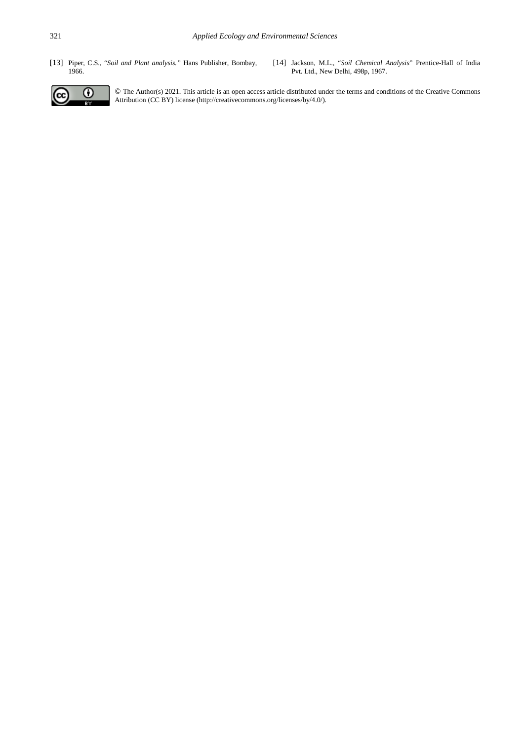[13] Piper, C.S., "*Soil and Plant analysis.*" Hans Publisher, Bombay, 1966.

[14] Jackson, M.L., "*Soil Chemical Analysis*" Prentice-Hall of India Pvt. Ltd., New Delhi, 498p, 1967.

© The Author(s) 2021. This article is an open access article distributed under the terms and conditions of the Creative Commons Attribution (CC BY) license (http://creativecommons.org/licenses/by/4.0/).